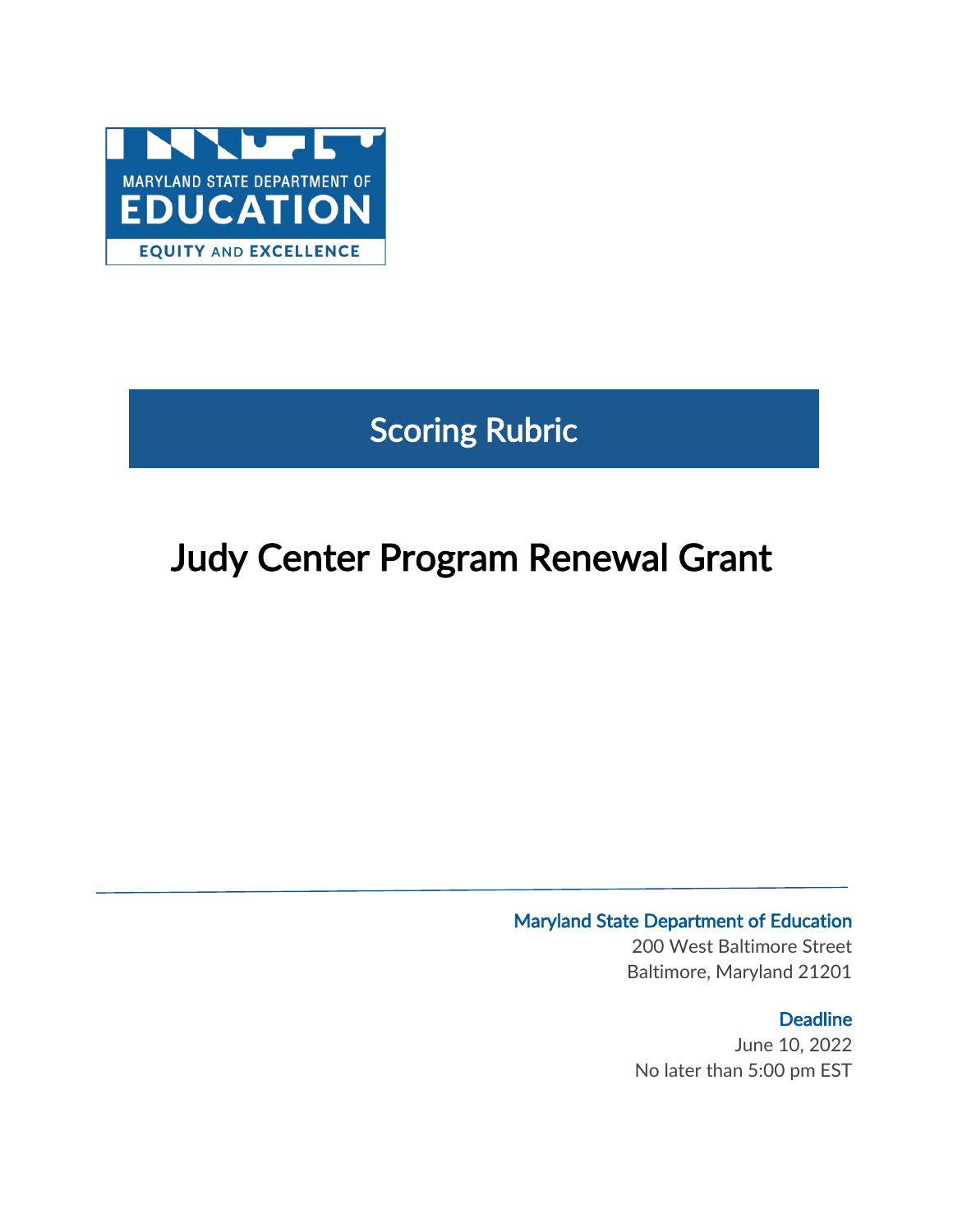MARYLAND STATE DEPARTMENT OF EDUCATION

EQUITY AND EXCELLENCE

# Scoring Rubric

# Judy Center Program Renewal Grant

**Maryland State Department of Education**
200 West Baltimore Street
Baltimore, Maryland 21201

**Deadline**
June 10, 2022
No later than 5:00 pm EST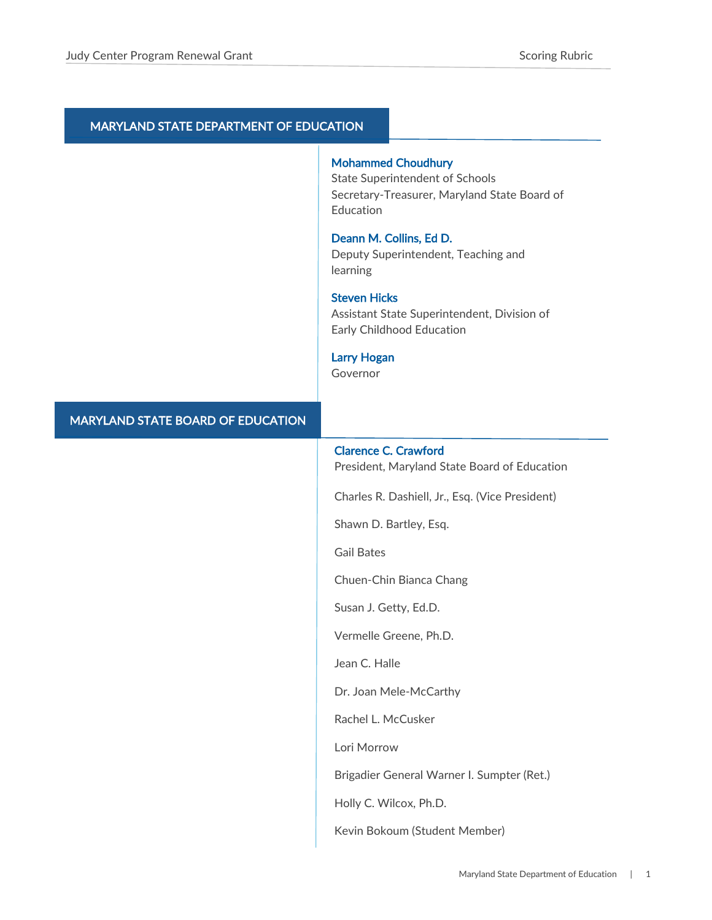## MARYLAND STATE DEPARTMENT OF EDUCATION

**Mohammed Choudhury**
State Superintendent of Schools
Secretary-Treasurer, Maryland State Board of Education

**Deann M. Collins, Ed D.**
Deputy Superintendent, Teaching and learning

**Steven Hicks**
Assistant State Superintendent, Division of Early Childhood Education

**Larry Hogan**
Governor

## MARYLAND STATE BOARD OF EDUCATION

**Clarence C. Crawford**
President, Maryland State Board of Education

Charles R. Dashiell, Jr., Esq. (Vice President)

Shawn D. Bartley, Esq.

Gail Bates

Chuen-Chin Bianca Chang

Susan J. Getty, Ed.D.

Vermelle Greene, Ph.D.

Jean C. Halle

Dr. Joan Mele-McCarthy

Rachel L. McCusker

Lori Morrow

Brigadier General Warner I. Sumpter (Ret.)

Holly C. Wilcox, Ph.D.

Kevin Bokoum (Student Member)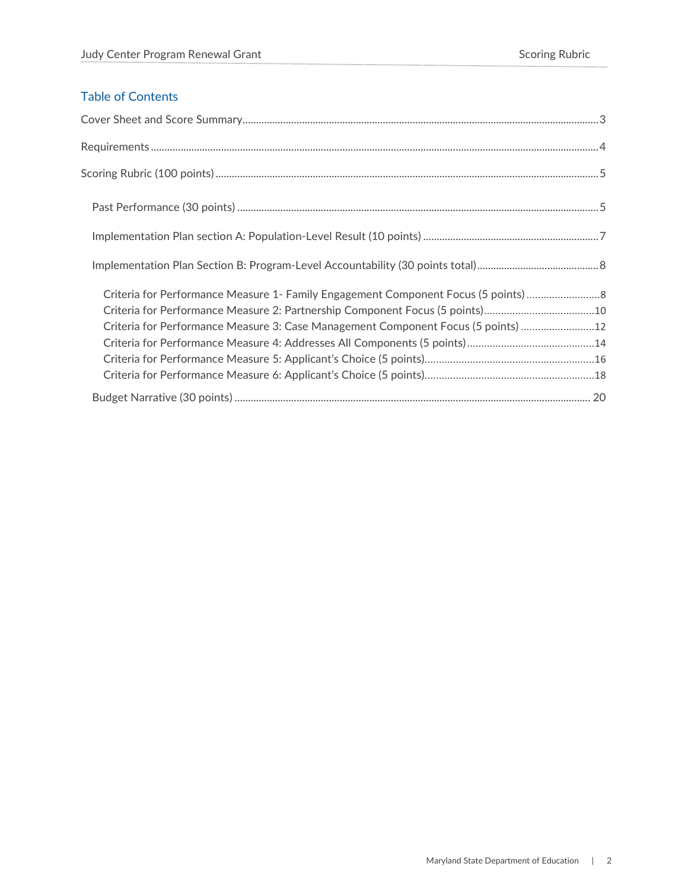## Table of Contents

Cover Sheet and Score Summary ........ 3

Requirements ........ 4

Scoring Rubric (100 points) ........ 5

- Past Performance (30 points) ........ 5
- Implementation Plan section A: Population-Level Result (10 points) ........ 7
- Implementation Plan Section B: Program-Level Accountability (30 points total) ........ 8
  - Criteria for Performance Measure 1- Family Engagement Component Focus (5 points) ........ 8
  - Criteria for Performance Measure 2: Partnership Component Focus (5 points) ........ 10
  - Criteria for Performance Measure 3: Case Management Component Focus (5 points) ........ 12
  - Criteria for Performance Measure 4: Addresses All Components (5 points) ........ 14
  - Criteria for Performance Measure 5: Applicant's Choice (5 points) ........ 16
  - Criteria for Performance Measure 6: Applicant's Choice (5 points) ........ 18
- Budget Narrative (30 points) ........ 20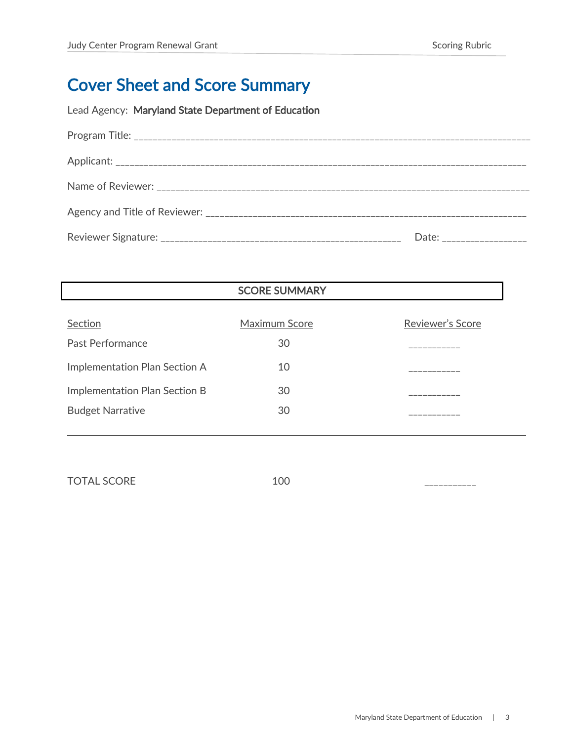# Cover Sheet and Score Summary

Lead Agency: **Maryland State Department of Education**

Program Title: ___________________________________________________________________________________

Applicant: ______________________________________________________________________________________

Name of Reviewer: _______________________________________________________________________________

Agency and Title of Reviewer: _____________________________________________________________________

Reviewer Signature: ________________________________________________ Date: ________________

**SCORE SUMMARY**

| Section | Maximum Score | Reviewer's Score |
|---|---|---|
| Past Performance | 30 | __________ |
| Implementation Plan Section A | 10 | __________ |
| Implementation Plan Section B | 30 | __________ |
| Budget Narrative | 30 | __________ |
| TOTAL SCORE | 100 | __________ |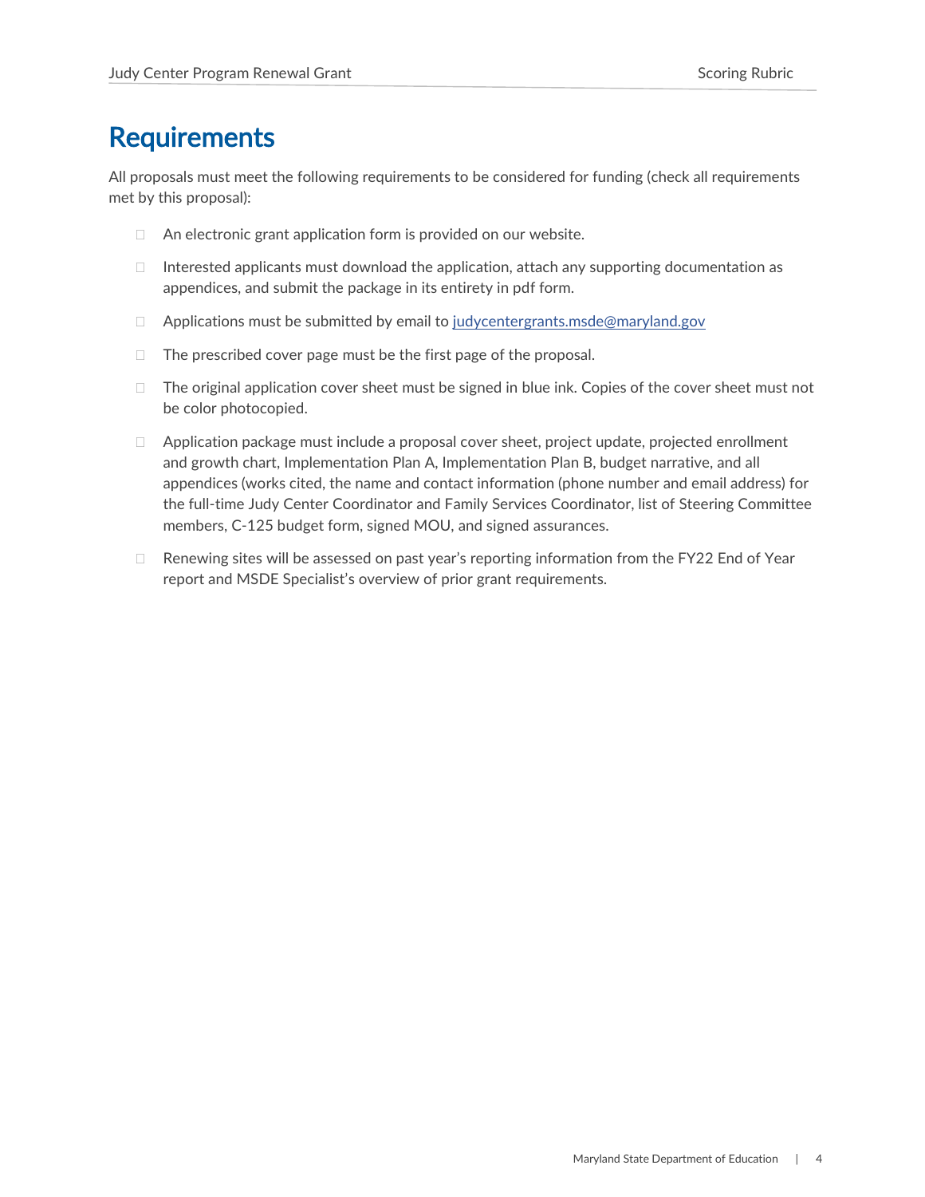# Requirements

All proposals must meet the following requirements to be considered for funding (check all requirements met by this proposal):

- ☐ An electronic grant application form is provided on our website.
- ☐ Interested applicants must download the application, attach any supporting documentation as appendices, and submit the package in its entirety in pdf form.
- ☐ Applications must be submitted by email to [judycentergrants.msde@maryland.gov](mailto:judycentergrants.msde@maryland.gov)
- ☐ The prescribed cover page must be the first page of the proposal.
- ☐ The original application cover sheet must be signed in blue ink. Copies of the cover sheet must not be color photocopied.
- ☐ Application package must include a proposal cover sheet, project update, projected enrollment and growth chart, Implementation Plan A, Implementation Plan B, budget narrative, and all appendices (works cited, the name and contact information (phone number and email address) for the full-time Judy Center Coordinator and Family Services Coordinator, list of Steering Committee members, C-125 budget form, signed MOU, and signed assurances.
- ☐ Renewing sites will be assessed on past year's reporting information from the FY22 End of Year report and MSDE Specialist's overview of prior grant requirements.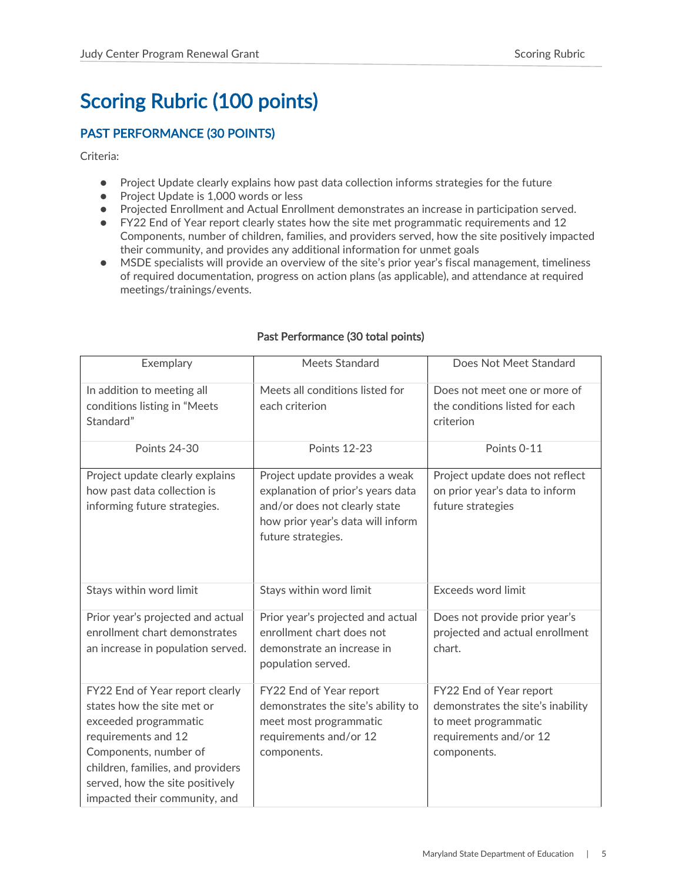# Scoring Rubric (100 points)

## PAST PERFORMANCE (30 POINTS)

Criteria:

- Project Update clearly explains how past data collection informs strategies for the future
- Project Update is 1,000 words or less
- Projected Enrollment and Actual Enrollment demonstrates an increase in participation served.
- FY22 End of Year report clearly states how the site met programmatic requirements and 12 Components, number of children, families, and providers served, how the site positively impacted their community, and provides any additional information for unmet goals
- MSDE specialists will provide an overview of the site's prior year's fiscal management, timeliness of required documentation, progress on action plans (as applicable), and attendance at required meetings/trainings/events.

**Past Performance (30 total points)**

| Exemplary | Meets Standard | Does Not Meet Standard |
|---|---|---|
| In addition to meeting all conditions listing in "Meets Standard" | Meets all conditions listed for each criterion | Does not meet one or more of the conditions listed for each criterion |
| Points 24-30 | Points 12-23 | Points 0-11 |
| Project update clearly explains how past data collection is informing future strategies. | Project update provides a weak explanation of prior's years data and/or does not clearly state how prior year's data will inform future strategies. | Project update does not reflect on prior year's data to inform future strategies |
| Stays within word limit | Stays within word limit | Exceeds word limit |
| Prior year's projected and actual enrollment chart demonstrates an increase in population served. | Prior year's projected and actual enrollment chart does not demonstrate an increase in population served. | Does not provide prior year's projected and actual enrollment chart. |
| FY22 End of Year report clearly states how the site met or exceeded programmatic requirements and 12 Components, number of children, families, and providers served, how the site positively impacted their community, and | FY22 End of Year report demonstrates the site's ability to meet most programmatic requirements and/or 12 components. | FY22 End of Year report demonstrates the site's inability to meet programmatic requirements and/or 12 components. |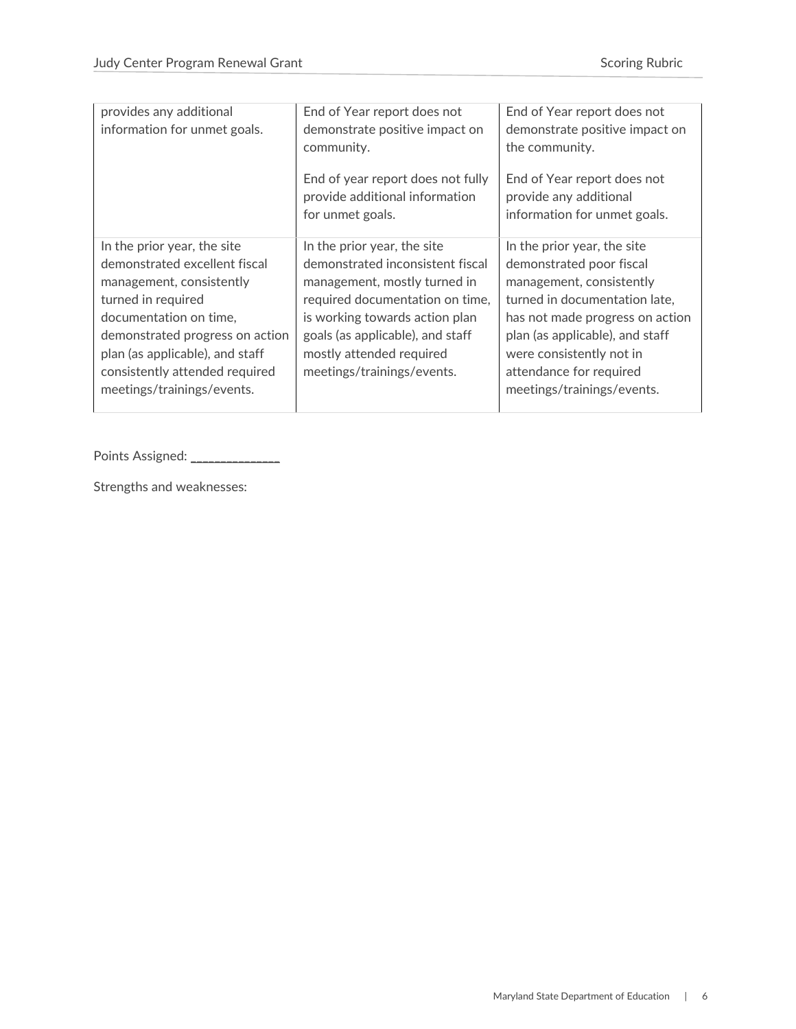| | | |
|---|---|---|
| provides any additional information for unmet goals. | End of Year report does not demonstrate positive impact on community.<br><br>End of year report does not fully provide additional information for unmet goals. | End of Year report does not demonstrate positive impact on the community.<br><br>End of Year report does not provide any additional information for unmet goals. |
| In the prior year, the site demonstrated excellent fiscal management, consistently turned in required documentation on time, demonstrated progress on action plan (as applicable), and staff consistently attended required meetings/trainings/events. | In the prior year, the site demonstrated inconsistent fiscal management, mostly turned in required documentation on time, is working towards action plan goals (as applicable), and staff mostly attended required meetings/trainings/events. | In the prior year, the site demonstrated poor fiscal management, consistently turned in documentation late, has not made progress on action plan (as applicable), and staff were consistently not in attendance for required meetings/trainings/events. |

Points Assigned: _____________

Strengths and weaknesses: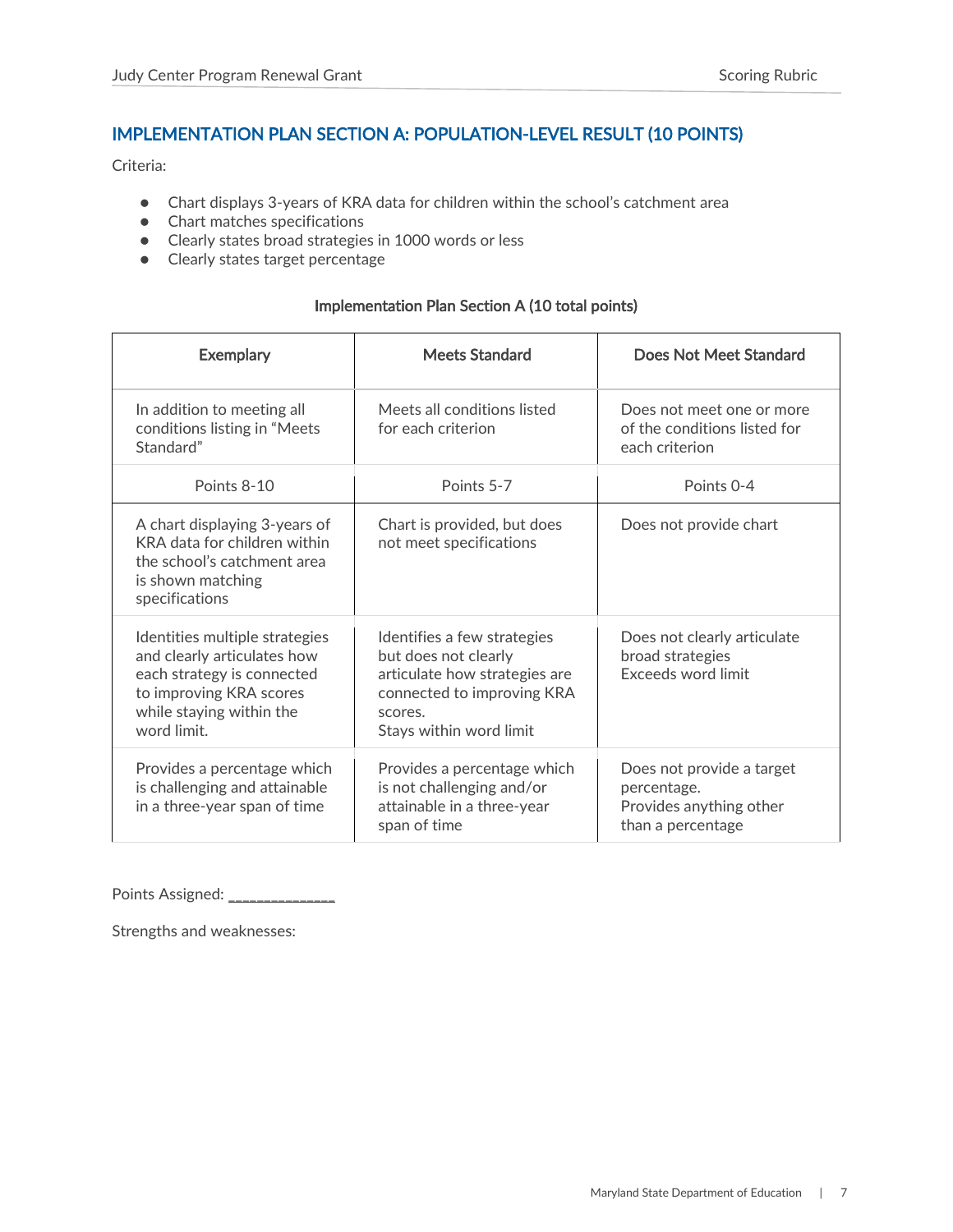## IMPLEMENTATION PLAN SECTION A: POPULATION-LEVEL RESULT (10 POINTS)

Criteria:

- Chart displays 3-years of KRA data for children within the school's catchment area
- Chart matches specifications
- Clearly states broad strategies in 1000 words or less
- Clearly states target percentage

**Implementation Plan Section A (10 total points)**

| Exemplary | Meets Standard | Does Not Meet Standard |
|---|---|---|
| In addition to meeting all conditions listing in "Meets Standard" | Meets all conditions listed for each criterion | Does not meet one or more of the conditions listed for each criterion |
| Points 8-10 | Points 5-7 | Points 0-4 |
| A chart displaying 3-years of KRA data for children within the school's catchment area is shown matching specifications | Chart is provided, but does not meet specifications | Does not provide chart |
| Identities multiple strategies and clearly articulates how each strategy is connected to improving KRA scores while staying within the word limit. | Identifies a few strategies but does not clearly articulate how strategies are connected to improving KRA scores.<br>Stays within word limit | Does not clearly articulate broad strategies<br>Exceeds word limit |
| Provides a percentage which is challenging and attainable in a three-year span of time | Provides a percentage which is not challenging and/or attainable in a three-year span of time | Does not provide a target percentage.<br>Provides anything other than a percentage |

Points Assigned: _____________

Strengths and weaknesses: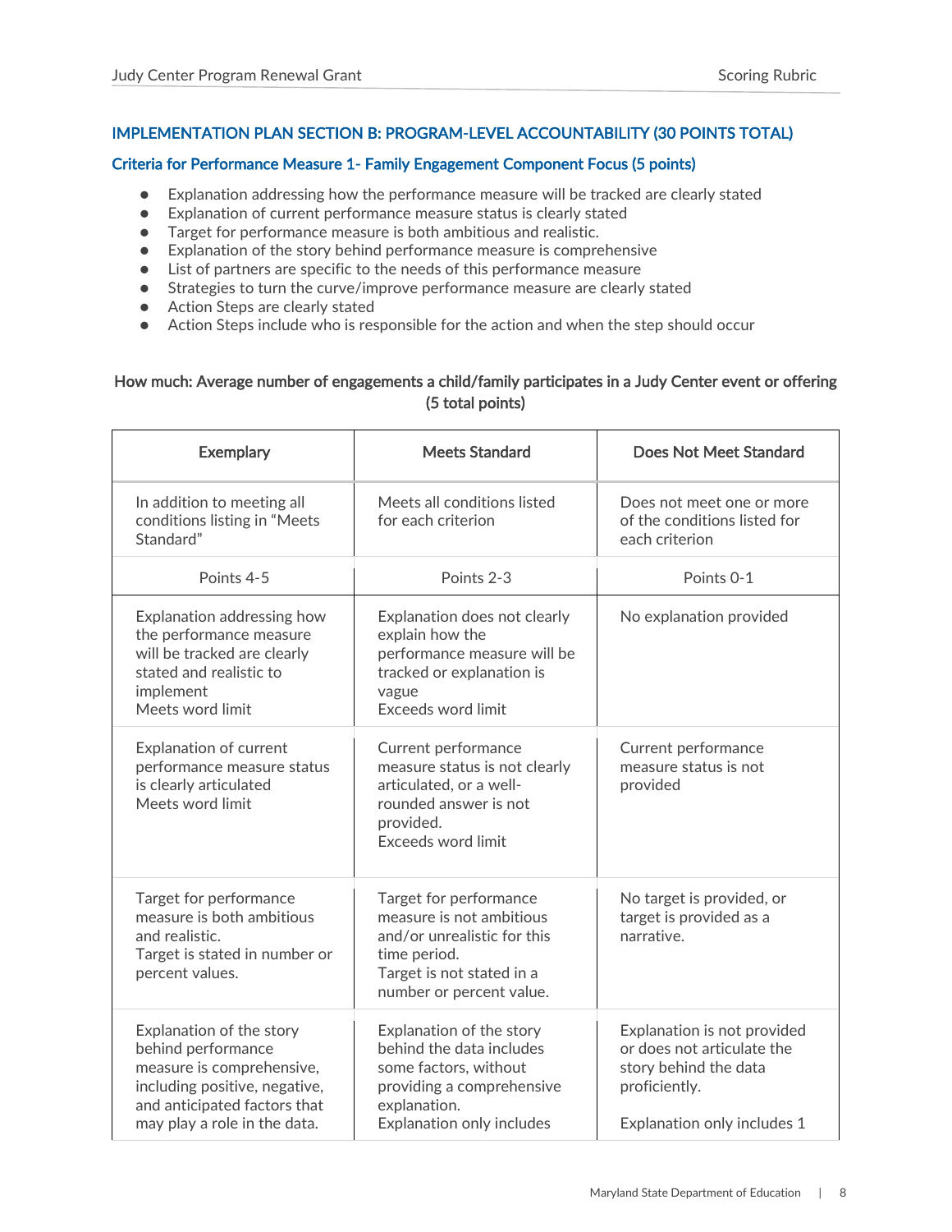## IMPLEMENTATION PLAN SECTION B: PROGRAM-LEVEL ACCOUNTABILITY (30 POINTS TOTAL)

### Criteria for Performance Measure 1- Family Engagement Component Focus (5 points)

- Explanation addressing how the performance measure will be tracked are clearly stated
- Explanation of current performance measure status is clearly stated
- Target for performance measure is both ambitious and realistic.
- Explanation of the story behind performance measure is comprehensive
- List of partners are specific to the needs of this performance measure
- Strategies to turn the curve/improve performance measure are clearly stated
- Action Steps are clearly stated
- Action Steps include who is responsible for the action and when the step should occur

**How much: Average number of engagements a child/family participates in a Judy Center event or offering (5 total points)**

| Exemplary | Meets Standard | Does Not Meet Standard |
|---|---|---|
| In addition to meeting all conditions listing in "Meets Standard" | Meets all conditions listed for each criterion | Does not meet one or more of the conditions listed for each criterion |
| Points 4-5 | Points 2-3 | Points 0-1 |
| Explanation addressing how the performance measure will be tracked are clearly stated and realistic to implement<br>Meets word limit | Explanation does not clearly explain how the performance measure will be tracked or explanation is vague<br>Exceeds word limit | No explanation provided |
| Explanation of current performance measure status is clearly articulated<br>Meets word limit | Current performance measure status is not clearly articulated, or a well-rounded answer is not provided.<br>Exceeds word limit | Current performance measure status is not provided |
| Target for performance measure is both ambitious and realistic.<br>Target is stated in number or percent values. | Target for performance measure is not ambitious and/or unrealistic for this time period.<br>Target is not stated in a number or percent value. | No target is provided, or target is provided as a narrative. |
| Explanation of the story behind performance measure is comprehensive, including positive, negative, and anticipated factors that may play a role in the data. | Explanation of the story behind the data includes some factors, without providing a comprehensive explanation.<br>Explanation only includes | Explanation is not provided or does not articulate the story behind the data proficiently.<br><br>Explanation only includes 1 |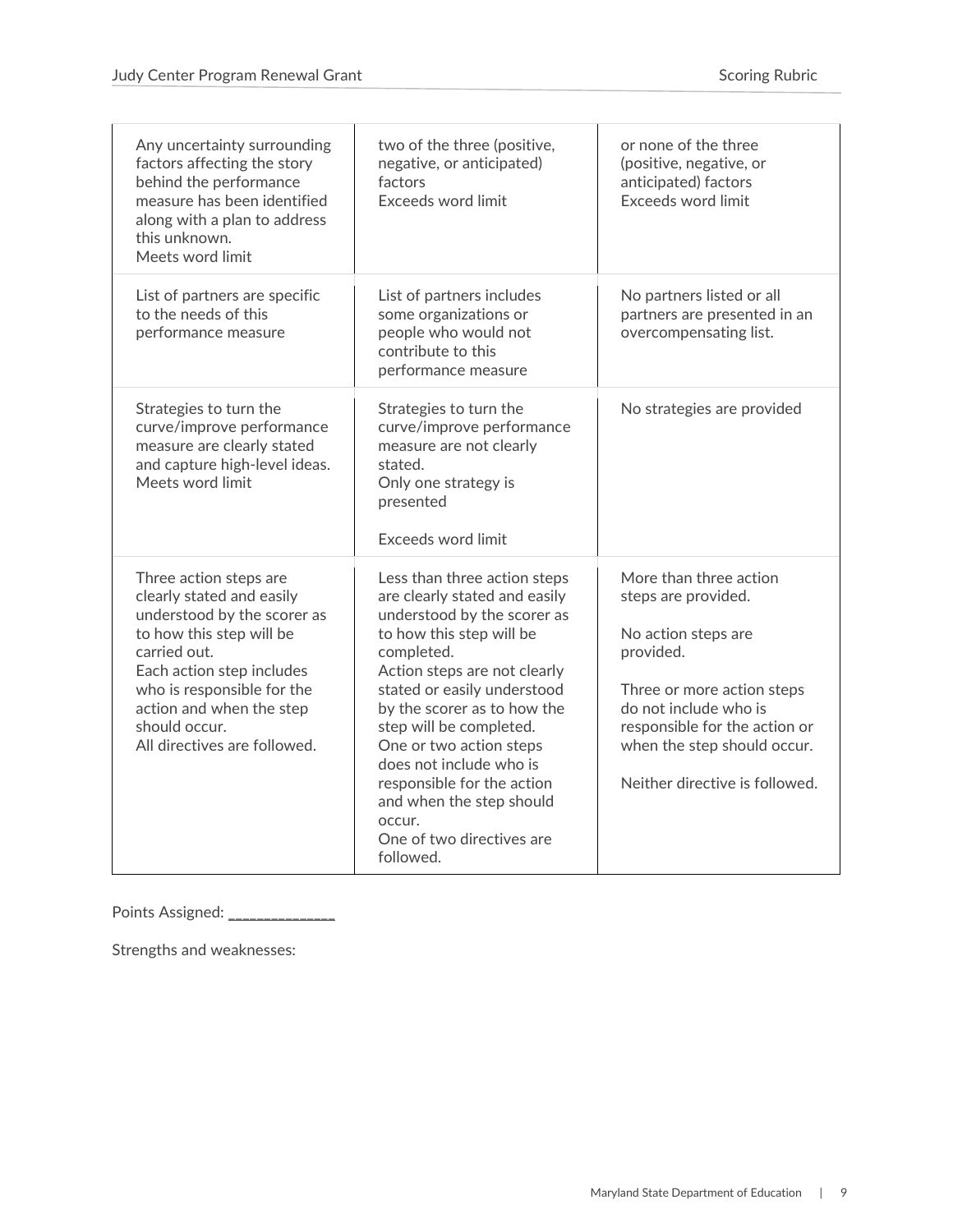| | | |
|---|---|---|
| Any uncertainty surrounding factors affecting the story behind the performance measure has been identified along with a plan to address this unknown.<br>Meets word limit | two of the three (positive, negative, or anticipated) factors<br>Exceeds word limit | or none of the three (positive, negative, or anticipated) factors<br>Exceeds word limit |
| List of partners are specific to the needs of this performance measure | List of partners includes some organizations or people who would not contribute to this performance measure | No partners listed or all partners are presented in an overcompensating list. |
| Strategies to turn the curve/improve performance measure are clearly stated and capture high-level ideas.<br>Meets word limit | Strategies to turn the curve/improve performance measure are not clearly stated.<br>Only one strategy is presented<br><br>Exceeds word limit | No strategies are provided |
| Three action steps are clearly stated and easily understood by the scorer as to how this step will be carried out.<br>Each action step includes who is responsible for the action and when the step should occur.<br>All directives are followed. | Less than three action steps are clearly stated and easily understood by the scorer as to how this step will be completed.<br>Action steps are not clearly stated or easily understood by the scorer as to how the step will be completed.<br>One or two action steps does not include who is responsible for the action and when the step should occur.<br>One of two directives are followed. | More than three action steps are provided.<br><br>No action steps are provided.<br><br>Three or more action steps do not include who is responsible for the action or when the step should occur.<br><br>Neither directive is followed. |

Points Assigned: ______________

Strengths and weaknesses: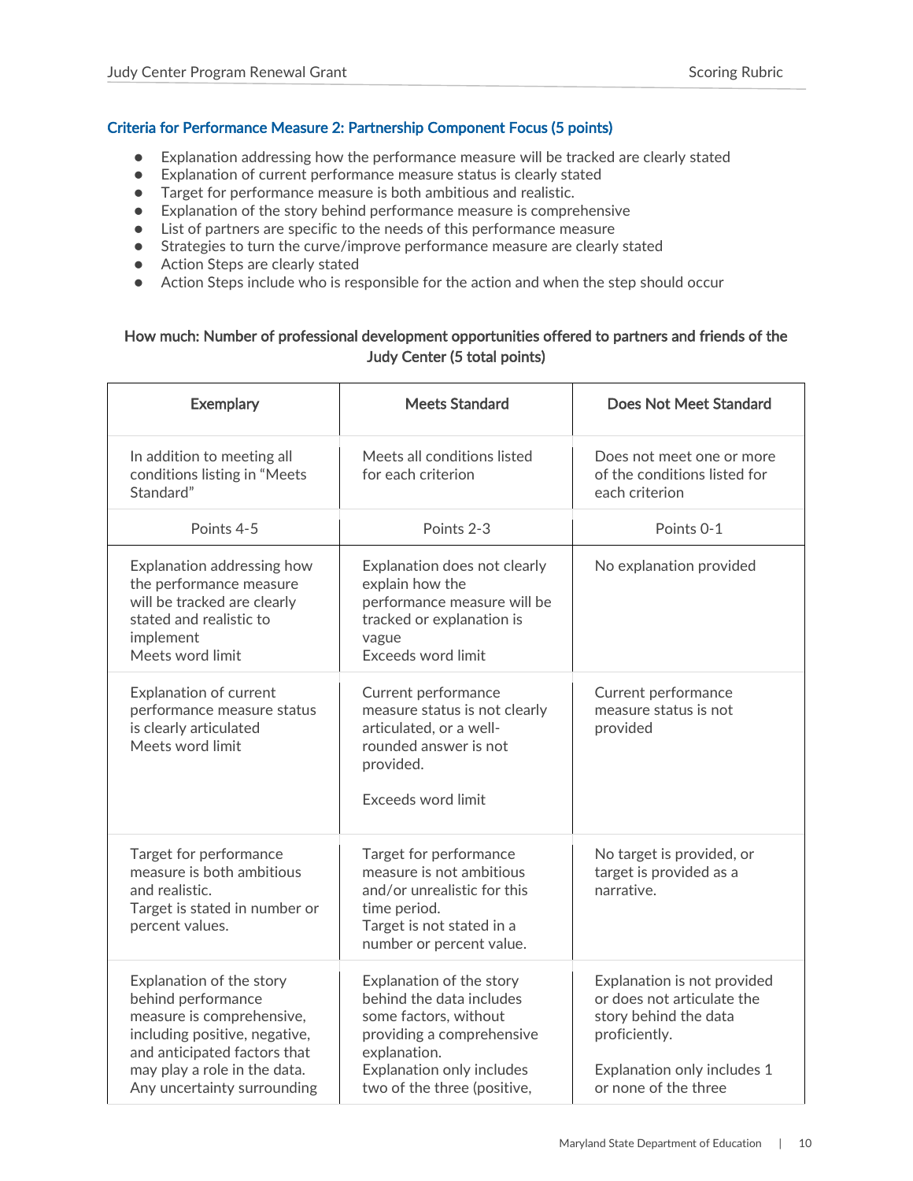### Criteria for Performance Measure 2: Partnership Component Focus (5 points)

- Explanation addressing how the performance measure will be tracked are clearly stated
- Explanation of current performance measure status is clearly stated
- Target for performance measure is both ambitious and realistic.
- Explanation of the story behind performance measure is comprehensive
- List of partners are specific to the needs of this performance measure
- Strategies to turn the curve/improve performance measure are clearly stated
- Action Steps are clearly stated
- Action Steps include who is responsible for the action and when the step should occur

**How much: Number of professional development opportunities offered to partners and friends of the Judy Center (5 total points)**

| Exemplary | Meets Standard | Does Not Meet Standard |
|---|---|---|
| In addition to meeting all conditions listing in "Meets Standard" | Meets all conditions listed for each criterion | Does not meet one or more of the conditions listed for each criterion |
| Points 4-5 | Points 2-3 | Points 0-1 |
| Explanation addressing how the performance measure will be tracked are clearly stated and realistic to implement<br>Meets word limit | Explanation does not clearly explain how the performance measure will be tracked or explanation is vague<br>Exceeds word limit | No explanation provided |
| Explanation of current performance measure status is clearly articulated<br>Meets word limit | Current performance measure status is not clearly articulated, or a well-rounded answer is not provided.<br><br>Exceeds word limit | Current performance measure status is not provided |
| Target for performance measure is both ambitious and realistic.<br>Target is stated in number or percent values. | Target for performance measure is not ambitious and/or unrealistic for this time period.<br>Target is not stated in a number or percent value. | No target is provided, or target is provided as a narrative. |
| Explanation of the story behind performance measure is comprehensive, including positive, negative, and anticipated factors that may play a role in the data.<br>Any uncertainty surrounding | Explanation of the story behind the data includes some factors, without providing a comprehensive explanation.<br>Explanation only includes two of the three (positive, | Explanation is not provided or does not articulate the story behind the data proficiently.<br><br>Explanation only includes 1 or none of the three |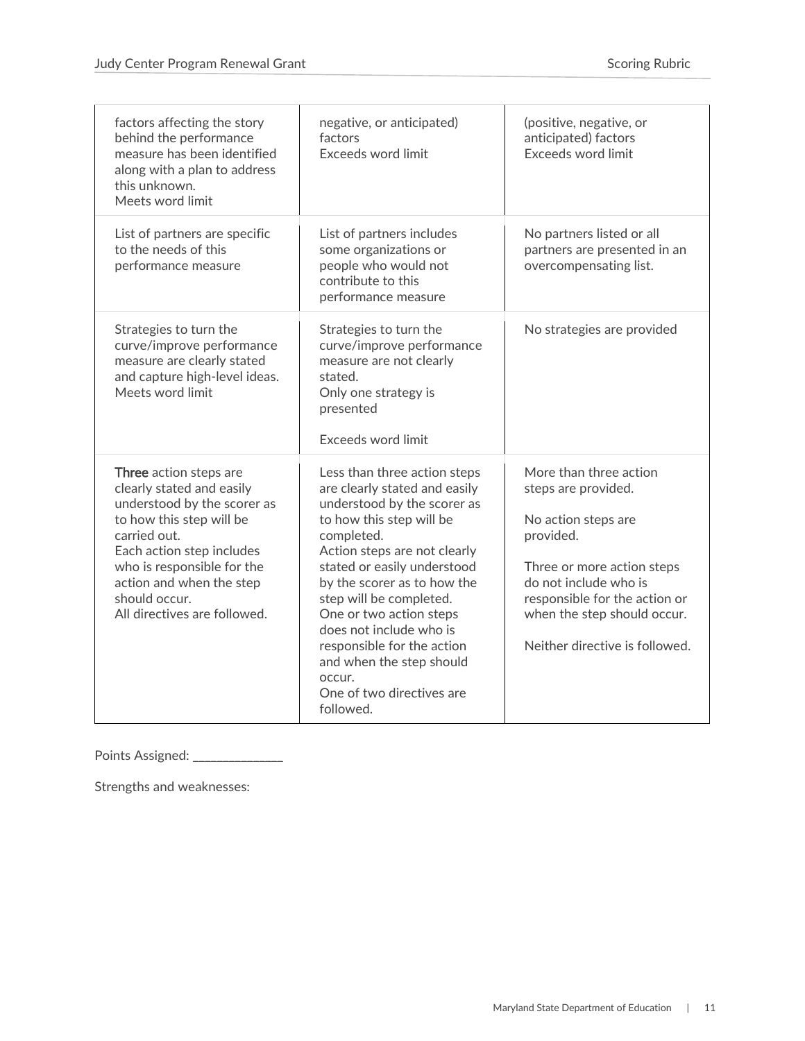| | | |
|---|---|---|
| factors affecting the story behind the performance measure has been identified along with a plan to address this unknown.<br>Meets word limit | negative, or anticipated) factors<br>Exceeds word limit | (positive, negative, or anticipated) factors<br>Exceeds word limit |
| List of partners are specific to the needs of this performance measure | List of partners includes some organizations or people who would not contribute to this performance measure | No partners listed or all partners are presented in an overcompensating list. |
| Strategies to turn the curve/improve performance measure are clearly stated and capture high-level ideas.<br>Meets word limit | Strategies to turn the curve/improve performance measure are not clearly stated.<br>Only one strategy is presented<br><br>Exceeds word limit | No strategies are provided |
| **Three** action steps are clearly stated and easily understood by the scorer as to how this step will be carried out.<br>Each action step includes who is responsible for the action and when the step should occur.<br>All directives are followed. | Less than three action steps are clearly stated and easily understood by the scorer as to how this step will be completed.<br>Action steps are not clearly stated or easily understood by the scorer as to how the step will be completed.<br>One or two action steps does not include who is responsible for the action and when the step should occur.<br>One of two directives are followed. | More than three action steps are provided.<br><br>No action steps are provided.<br><br>Three or more action steps do not include who is responsible for the action or when the step should occur.<br><br>Neither directive is followed. |

Points Assigned: ______________

Strengths and weaknesses: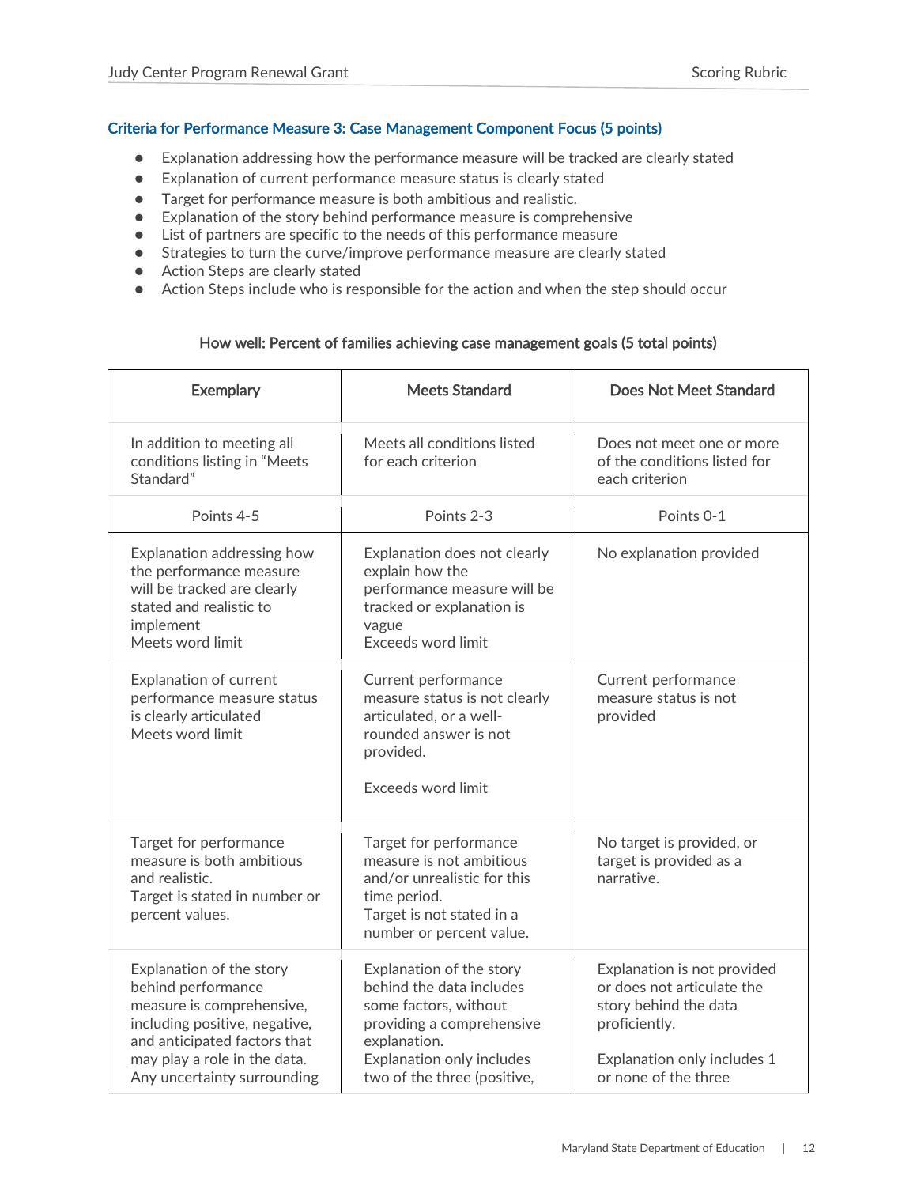### Criteria for Performance Measure 3: Case Management Component Focus (5 points)

- Explanation addressing how the performance measure will be tracked are clearly stated
- Explanation of current performance measure status is clearly stated
- Target for performance measure is both ambitious and realistic.
- Explanation of the story behind performance measure is comprehensive
- List of partners are specific to the needs of this performance measure
- Strategies to turn the curve/improve performance measure are clearly stated
- Action Steps are clearly stated
- Action Steps include who is responsible for the action and when the step should occur

**How well: Percent of families achieving case management goals (5 total points)**

| Exemplary | Meets Standard | Does Not Meet Standard |
|---|---|---|
| In addition to meeting all conditions listing in "Meets Standard" | Meets all conditions listed for each criterion | Does not meet one or more of the conditions listed for each criterion |
| Points 4-5 | Points 2-3 | Points 0-1 |
| Explanation addressing how the performance measure will be tracked are clearly stated and realistic to implement<br>Meets word limit | Explanation does not clearly explain how the performance measure will be tracked or explanation is vague<br>Exceeds word limit | No explanation provided |
| Explanation of current performance measure status is clearly articulated<br>Meets word limit | Current performance measure status is not clearly articulated, or a well-rounded answer is not provided.<br><br>Exceeds word limit | Current performance measure status is not provided |
| Target for performance measure is both ambitious and realistic.<br>Target is stated in number or percent values. | Target for performance measure is not ambitious and/or unrealistic for this time period.<br>Target is not stated in a number or percent value. | No target is provided, or target is provided as a narrative. |
| Explanation of the story behind performance measure is comprehensive, including positive, negative, and anticipated factors that may play a role in the data. Any uncertainty surrounding | Explanation of the story behind the data includes some factors, without providing a comprehensive explanation.<br>Explanation only includes two of the three (positive, | Explanation is not provided or does not articulate the story behind the data proficiently.<br><br>Explanation only includes 1 or none of the three |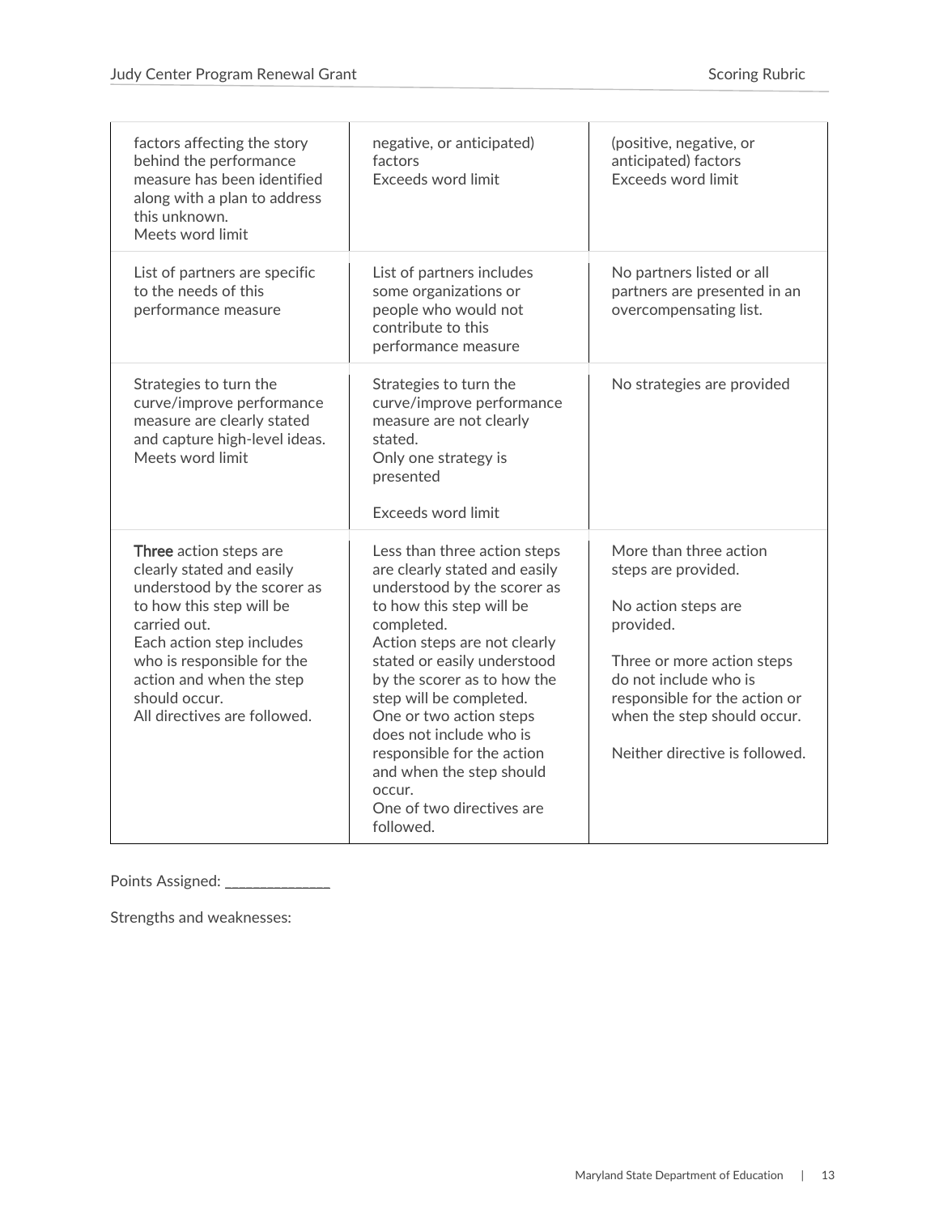| | | |
|---|---|---|
| factors affecting the story behind the performance measure has been identified along with a plan to address this unknown.<br>Meets word limit | negative, or anticipated) factors<br>Exceeds word limit | (positive, negative, or anticipated) factors<br>Exceeds word limit |
| List of partners are specific to the needs of this performance measure | List of partners includes some organizations or people who would not contribute to this performance measure | No partners listed or all partners are presented in an overcompensating list. |
| Strategies to turn the curve/improve performance measure are clearly stated and capture high-level ideas.<br>Meets word limit | Strategies to turn the curve/improve performance measure are not clearly stated.<br>Only one strategy is presented<br><br>Exceeds word limit | No strategies are provided |
| **Three** action steps are clearly stated and easily understood by the scorer as to how this step will be carried out.<br>Each action step includes who is responsible for the action and when the step should occur.<br>All directives are followed. | Less than three action steps are clearly stated and easily understood by the scorer as to how this step will be completed.<br>Action steps are not clearly stated or easily understood by the scorer as to how the step will be completed.<br>One or two action steps does not include who is responsible for the action and when the step should occur.<br>One of two directives are followed. | More than three action steps are provided.<br><br>No action steps are provided.<br><br>Three or more action steps do not include who is responsible for the action or when the step should occur.<br><br>Neither directive is followed. |

Points Assigned: ______________

Strengths and weaknesses: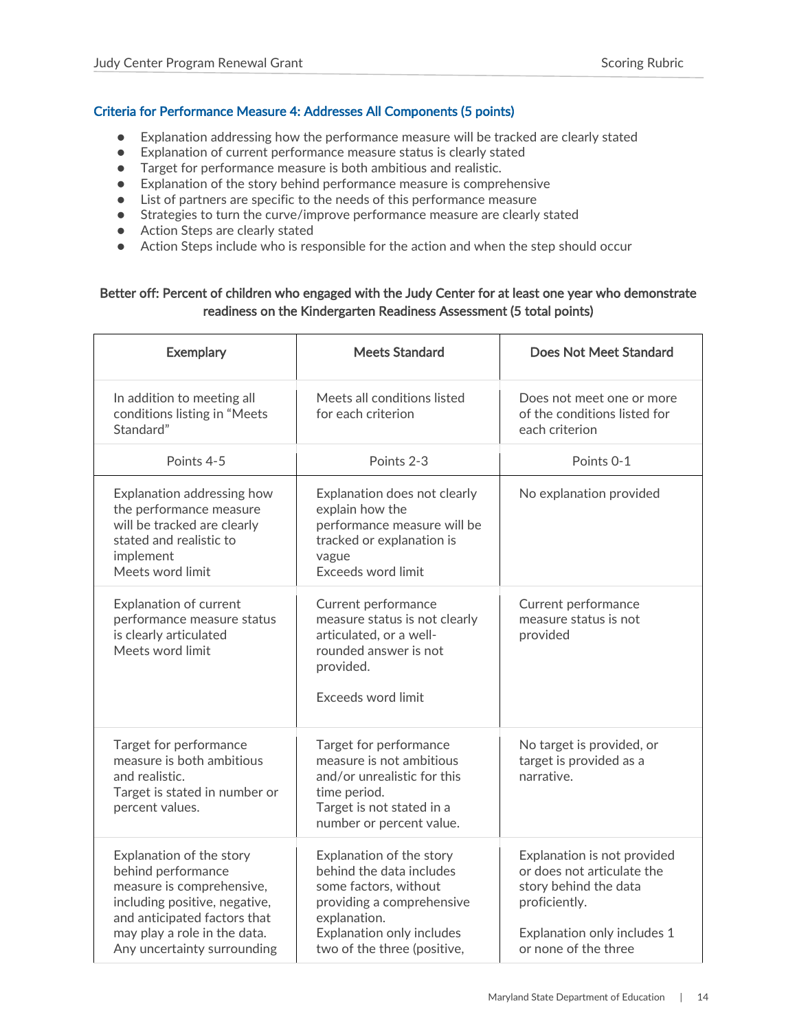### Criteria for Performance Measure 4: Addresses All Components (5 points)

- Explanation addressing how the performance measure will be tracked are clearly stated
- Explanation of current performance measure status is clearly stated
- Target for performance measure is both ambitious and realistic.
- Explanation of the story behind performance measure is comprehensive
- List of partners are specific to the needs of this performance measure
- Strategies to turn the curve/improve performance measure are clearly stated
- Action Steps are clearly stated
- Action Steps include who is responsible for the action and when the step should occur

**Better off: Percent of children who engaged with the Judy Center for at least one year who demonstrate readiness on the Kindergarten Readiness Assessment (5 total points)**

| Exemplary | Meets Standard | Does Not Meet Standard |
|---|---|---|
| In addition to meeting all conditions listing in "Meets Standard" | Meets all conditions listed for each criterion | Does not meet one or more of the conditions listed for each criterion |
| Points 4-5 | Points 2-3 | Points 0-1 |
| Explanation addressing how the performance measure will be tracked are clearly stated and realistic to implement<br>Meets word limit | Explanation does not clearly explain how the performance measure will be tracked or explanation is vague<br>Exceeds word limit | No explanation provided |
| Explanation of current performance measure status is clearly articulated<br>Meets word limit | Current performance measure status is not clearly articulated, or a well-rounded answer is not provided.<br><br>Exceeds word limit | Current performance measure status is not provided |
| Target for performance measure is both ambitious and realistic.<br>Target is stated in number or percent values. | Target for performance measure is not ambitious and/or unrealistic for this time period.<br>Target is not stated in a number or percent value. | No target is provided, or target is provided as a narrative. |
| Explanation of the story behind performance measure is comprehensive, including positive, negative, and anticipated factors that may play a role in the data.<br>Any uncertainty surrounding | Explanation of the story behind the data includes some factors, without providing a comprehensive explanation.<br>Explanation only includes two of the three (positive, | Explanation is not provided or does not articulate the story behind the data proficiently.<br><br>Explanation only includes 1 or none of the three |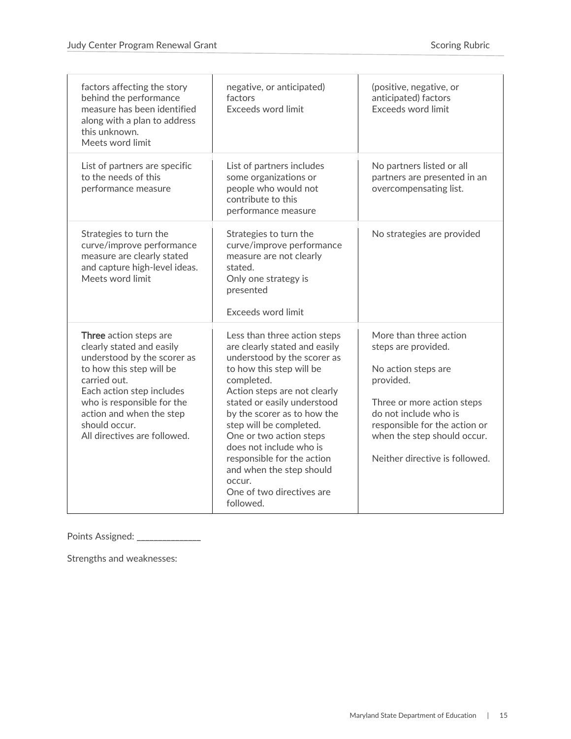| | | |
|---|---|---|
| factors affecting the story behind the performance measure has been identified along with a plan to address this unknown.<br>Meets word limit | negative, or anticipated) factors<br>Exceeds word limit | (positive, negative, or anticipated) factors<br>Exceeds word limit |
| List of partners are specific to the needs of this performance measure | List of partners includes some organizations or people who would not contribute to this performance measure | No partners listed or all partners are presented in an overcompensating list. |
| Strategies to turn the curve/improve performance measure are clearly stated and capture high-level ideas.<br>Meets word limit | Strategies to turn the curve/improve performance measure are not clearly stated.<br>Only one strategy is presented<br><br>Exceeds word limit | No strategies are provided |
| **Three** action steps are clearly stated and easily understood by the scorer as to how this step will be carried out.<br>Each action step includes who is responsible for the action and when the step should occur.<br>All directives are followed. | Less than three action steps are clearly stated and easily understood by the scorer as to how this step will be completed.<br>Action steps are not clearly stated or easily understood by the scorer as to how the step will be completed.<br>One or two action steps does not include who is responsible for the action and when the step should occur.<br>One of two directives are followed. | More than three action steps are provided.<br><br>No action steps are provided.<br><br>Three or more action steps do not include who is responsible for the action or when the step should occur.<br><br>Neither directive is followed. |

Points Assigned: ______________

Strengths and weaknesses: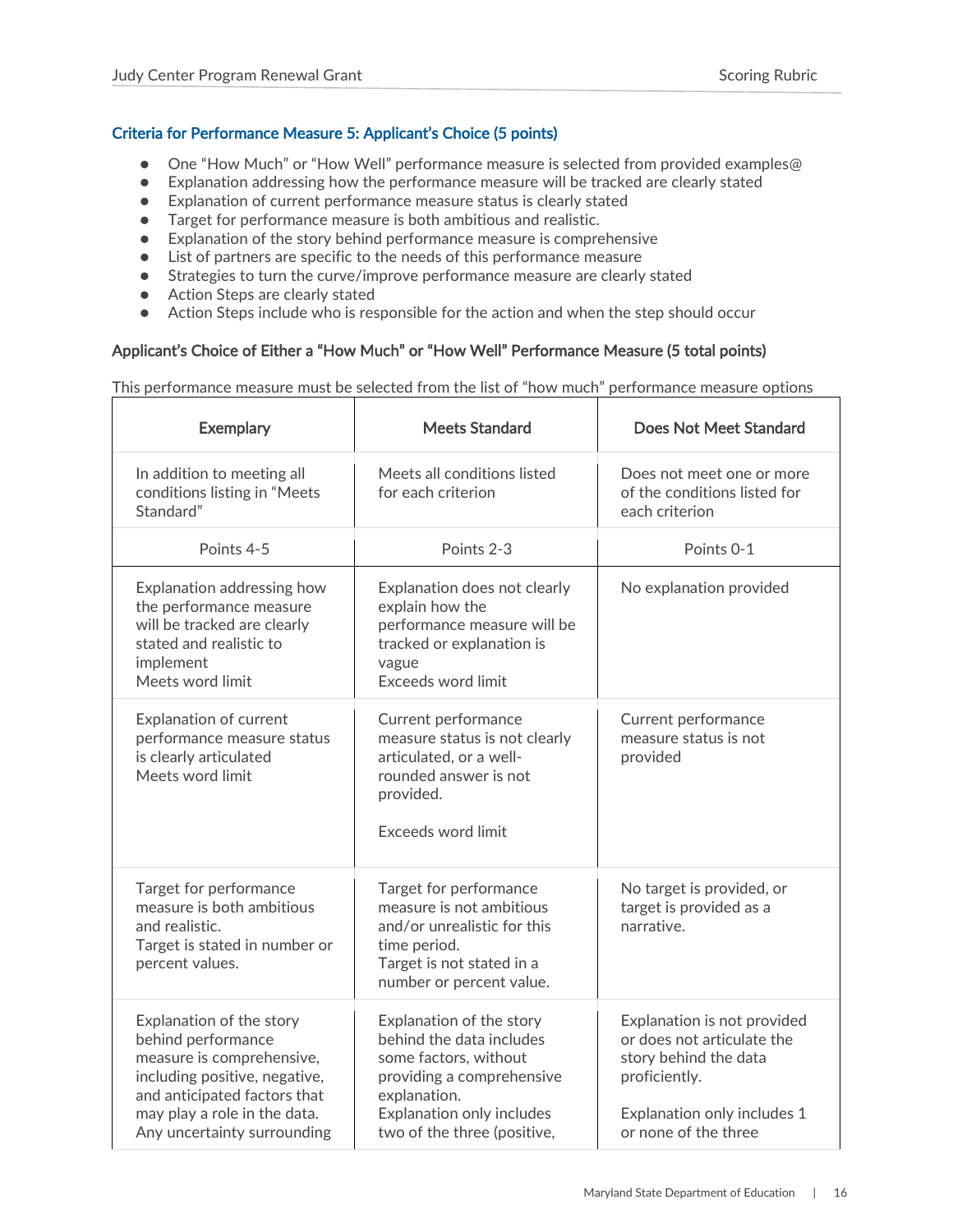### Criteria for Performance Measure 5: Applicant's Choice (5 points)

- One "How Much" or "How Well" performance measure is selected from provided examples@
- Explanation addressing how the performance measure will be tracked are clearly stated
- Explanation of current performance measure status is clearly stated
- Target for performance measure is both ambitious and realistic.
- Explanation of the story behind performance measure is comprehensive
- List of partners are specific to the needs of this performance measure
- Strategies to turn the curve/improve performance measure are clearly stated
- Action Steps are clearly stated
- Action Steps include who is responsible for the action and when the step should occur

### Applicant's Choice of Either a "How Much" or "How Well" Performance Measure (5 total points)

This performance measure must be selected from the list of "how much" performance measure options

| Exemplary | Meets Standard | Does Not Meet Standard |
|---|---|---|
| In addition to meeting all conditions listing in "Meets Standard" | Meets all conditions listed for each criterion | Does not meet one or more of the conditions listed for each criterion |
| Points 4-5 | Points 2-3 | Points 0-1 |
| Explanation addressing how the performance measure will be tracked are clearly stated and realistic to implement<br>Meets word limit | Explanation does not clearly explain how the performance measure will be tracked or explanation is vague<br>Exceeds word limit | No explanation provided |
| Explanation of current performance measure status is clearly articulated<br>Meets word limit | Current performance measure status is not clearly articulated, or a well-rounded answer is not provided.<br><br>Exceeds word limit | Current performance measure status is not provided |
| Target for performance measure is both ambitious and realistic.<br>Target is stated in number or percent values. | Target for performance measure is not ambitious and/or unrealistic for this time period.<br>Target is not stated in a number or percent value. | No target is provided, or target is provided as a narrative. |
| Explanation of the story behind performance measure is comprehensive, including positive, negative, and anticipated factors that may play a role in the data.<br>Any uncertainty surrounding | Explanation of the story behind the data includes some factors, without providing a comprehensive explanation.<br>Explanation only includes two of the three (positive, | Explanation is not provided or does not articulate the story behind the data proficiently.<br><br>Explanation only includes 1 or none of the three |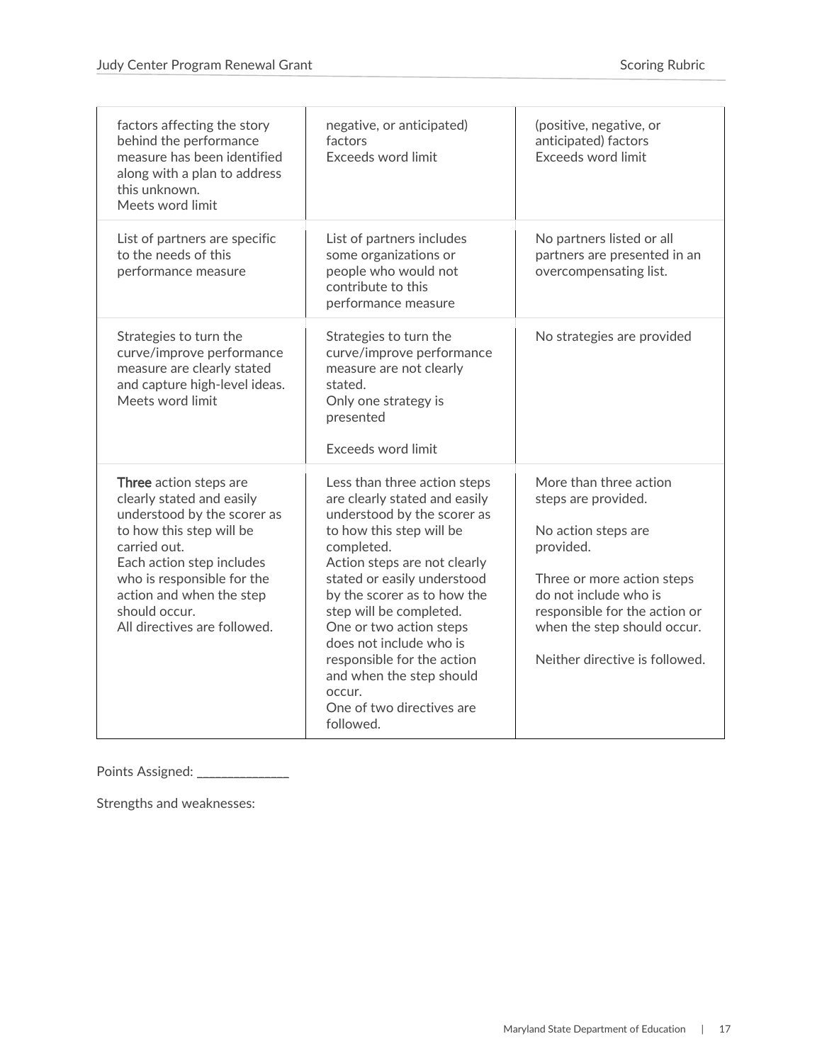| | | |
|---|---|---|
| factors affecting the story behind the performance measure has been identified along with a plan to address this unknown.<br>Meets word limit | negative, or anticipated) factors<br>Exceeds word limit | (positive, negative, or anticipated) factors<br>Exceeds word limit |
| List of partners are specific to the needs of this performance measure | List of partners includes some organizations or people who would not contribute to this performance measure | No partners listed or all partners are presented in an overcompensating list. |
| Strategies to turn the curve/improve performance measure are clearly stated and capture high-level ideas.<br>Meets word limit | Strategies to turn the curve/improve performance measure are not clearly stated.<br>Only one strategy is presented<br><br>Exceeds word limit | No strategies are provided |
| **Three** action steps are clearly stated and easily understood by the scorer as to how this step will be carried out.<br>Each action step includes who is responsible for the action and when the step should occur.<br>All directives are followed. | Less than three action steps are clearly stated and easily understood by the scorer as to how this step will be completed.<br>Action steps are not clearly stated or easily understood by the scorer as to how the step will be completed.<br>One or two action steps does not include who is responsible for the action and when the step should occur.<br>One of two directives are followed. | More than three action steps are provided.<br><br>No action steps are provided.<br><br>Three or more action steps do not include who is responsible for the action or when the step should occur.<br><br>Neither directive is followed. |

Points Assigned: _____________

Strengths and weaknesses: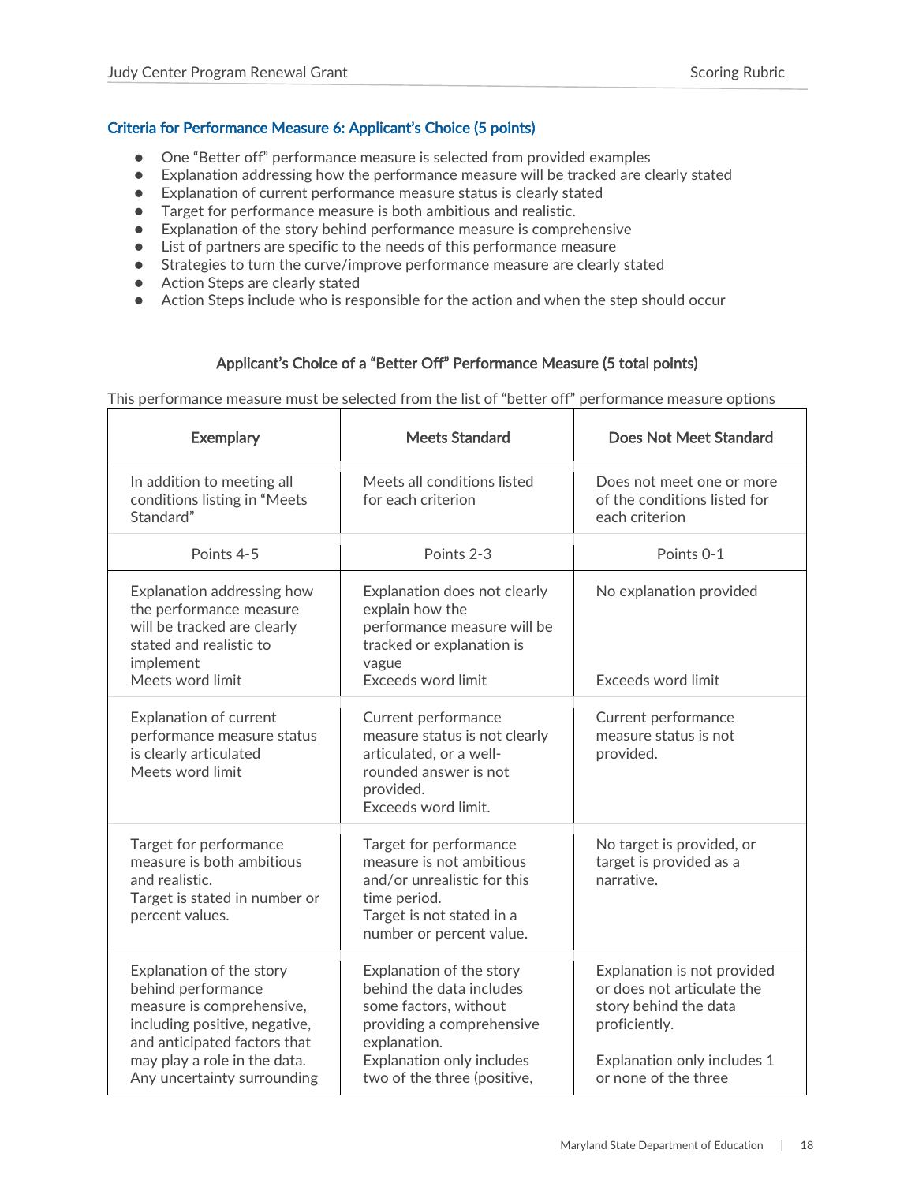### Criteria for Performance Measure 6: Applicant's Choice (5 points)

- One "Better off" performance measure is selected from provided examples
- Explanation addressing how the performance measure will be tracked are clearly stated
- Explanation of current performance measure status is clearly stated
- Target for performance measure is both ambitious and realistic.
- Explanation of the story behind performance measure is comprehensive
- List of partners are specific to the needs of this performance measure
- Strategies to turn the curve/improve performance measure are clearly stated
- Action Steps are clearly stated
- Action Steps include who is responsible for the action and when the step should occur

#### Applicant's Choice of a "Better Off" Performance Measure (5 total points)

This performance measure must be selected from the list of "better off" performance measure options

| Exemplary | Meets Standard | Does Not Meet Standard |
|---|---|---|
| In addition to meeting all conditions listing in "Meets Standard" | Meets all conditions listed for each criterion | Does not meet one or more of the conditions listed for each criterion |
| Points 4-5 | Points 2-3 | Points 0-1 |
| Explanation addressing how the performance measure will be tracked are clearly stated and realistic to implement<br>Meets word limit | Explanation does not clearly explain how the performance measure will be tracked or explanation is vague<br>Exceeds word limit | No explanation provided<br>Exceeds word limit |
| Explanation of current performance measure status is clearly articulated<br>Meets word limit | Current performance measure status is not clearly articulated, or a well-rounded answer is not provided.<br>Exceeds word limit. | Current performance measure status is not provided. |
| Target for performance measure is both ambitious and realistic.<br>Target is stated in number or percent values. | Target for performance measure is not ambitious and/or unrealistic for this time period.<br>Target is not stated in a number or percent value. | No target is provided, or target is provided as a narrative. |
| Explanation of the story behind performance measure is comprehensive, including positive, negative, and anticipated factors that may play a role in the data.<br>Any uncertainty surrounding | Explanation of the story behind the data includes some factors, without providing a comprehensive explanation.<br>Explanation only includes two of the three (positive, | Explanation is not provided or does not articulate the story behind the data proficiently.<br>Explanation only includes 1 or none of the three |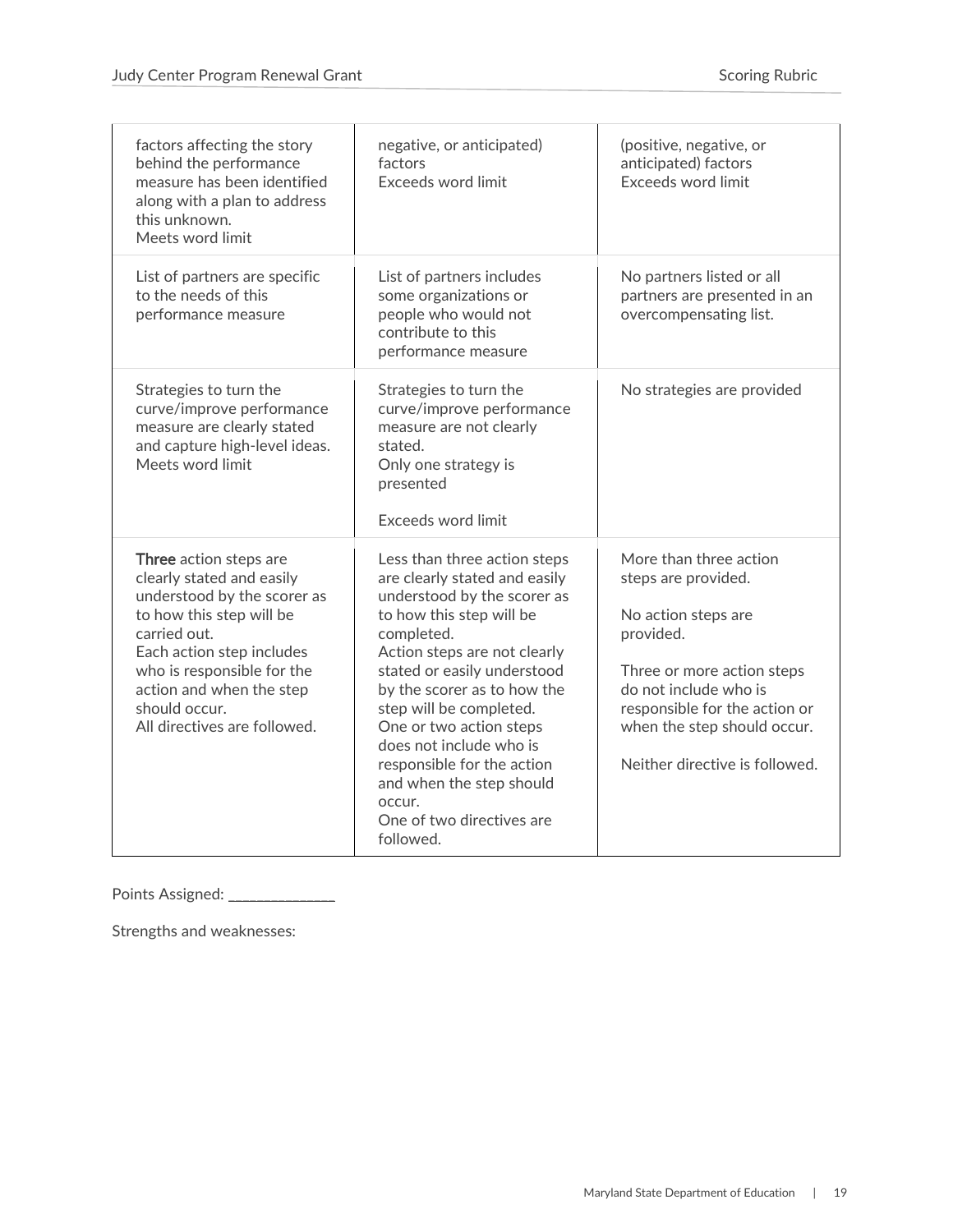| | | |
|---|---|---|
| factors affecting the story behind the performance measure has been identified along with a plan to address this unknown.<br>Meets word limit | negative, or anticipated) factors<br>Exceeds word limit | (positive, negative, or anticipated) factors<br>Exceeds word limit |
| List of partners are specific to the needs of this performance measure | List of partners includes some organizations or people who would not contribute to this performance measure | No partners listed or all partners are presented in an overcompensating list. |
| Strategies to turn the curve/improve performance measure are clearly stated and capture high-level ideas.<br>Meets word limit | Strategies to turn the curve/improve performance measure are not clearly stated.<br>Only one strategy is presented<br><br>Exceeds word limit | No strategies are provided |
| **Three** action steps are clearly stated and easily understood by the scorer as to how this step will be carried out.<br>Each action step includes who is responsible for the action and when the step should occur.<br>All directives are followed. | Less than three action steps are clearly stated and easily understood by the scorer as to how this step will be completed.<br>Action steps are not clearly stated or easily understood by the scorer as to how the step will be completed.<br>One or two action steps does not include who is responsible for the action and when the step should occur.<br>One of two directives are followed. | More than three action steps are provided.<br><br>No action steps are provided.<br><br>Three or more action steps do not include who is responsible for the action or when the step should occur.<br><br>Neither directive is followed. |

Points Assigned: ______________

Strengths and weaknesses: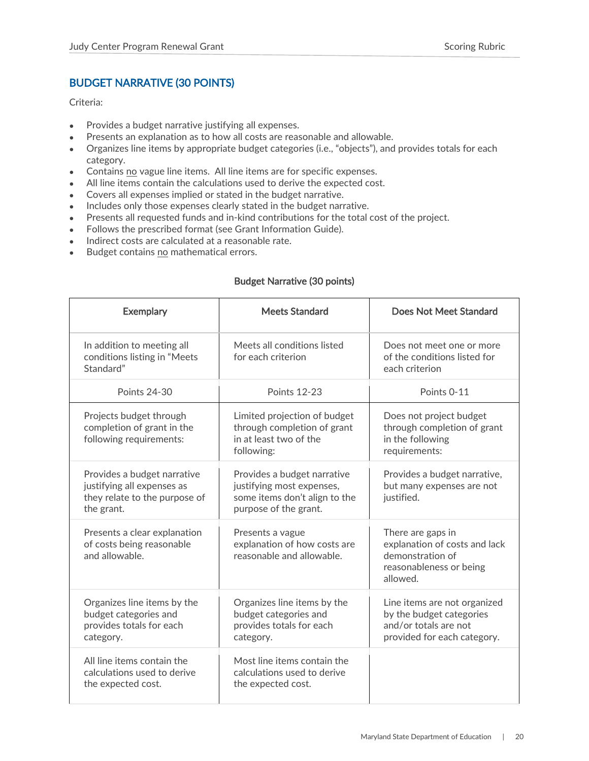## BUDGET NARRATIVE (30 POINTS)

Criteria:

- Provides a budget narrative justifying all expenses.
- Presents an explanation as to how all costs are reasonable and allowable.
- Organizes line items by appropriate budget categories (i.e., "objects"), and provides totals for each category.
- Contains no vague line items. All line items are for specific expenses.
- All line items contain the calculations used to derive the expected cost.
- Covers all expenses implied or stated in the budget narrative.
- Includes only those expenses clearly stated in the budget narrative.
- Presents all requested funds and in-kind contributions for the total cost of the project.
- Follows the prescribed format (see Grant Information Guide).
- Indirect costs are calculated at a reasonable rate.
- Budget contains no mathematical errors.

**Budget Narrative (30 points)**

| Exemplary | Meets Standard | Does Not Meet Standard |
|---|---|---|
| In addition to meeting all conditions listing in "Meets Standard" | Meets all conditions listed for each criterion | Does not meet one or more of the conditions listed for each criterion |
| Points 24-30 | Points 12-23 | Points 0-11 |
| Projects budget through completion of grant in the following requirements: | Limited projection of budget through completion of grant in at least two of the following: | Does not project budget through completion of grant in the following requirements: |
| Provides a budget narrative justifying all expenses as they relate to the purpose of the grant. | Provides a budget narrative justifying most expenses, some items don't align to the purpose of the grant. | Provides a budget narrative, but many expenses are not justified. |
| Presents a clear explanation of costs being reasonable and allowable. | Presents a vague explanation of how costs are reasonable and allowable. | There are gaps in explanation of costs and lack demonstration of reasonableness or being allowed. |
| Organizes line items by the budget categories and provides totals for each category. | Organizes line items by the budget categories and provides totals for each category. | Line items are not organized by the budget categories and/or totals are not provided for each category. |
| All line items contain the calculations used to derive the expected cost. | Most line items contain the calculations used to derive the expected cost. | |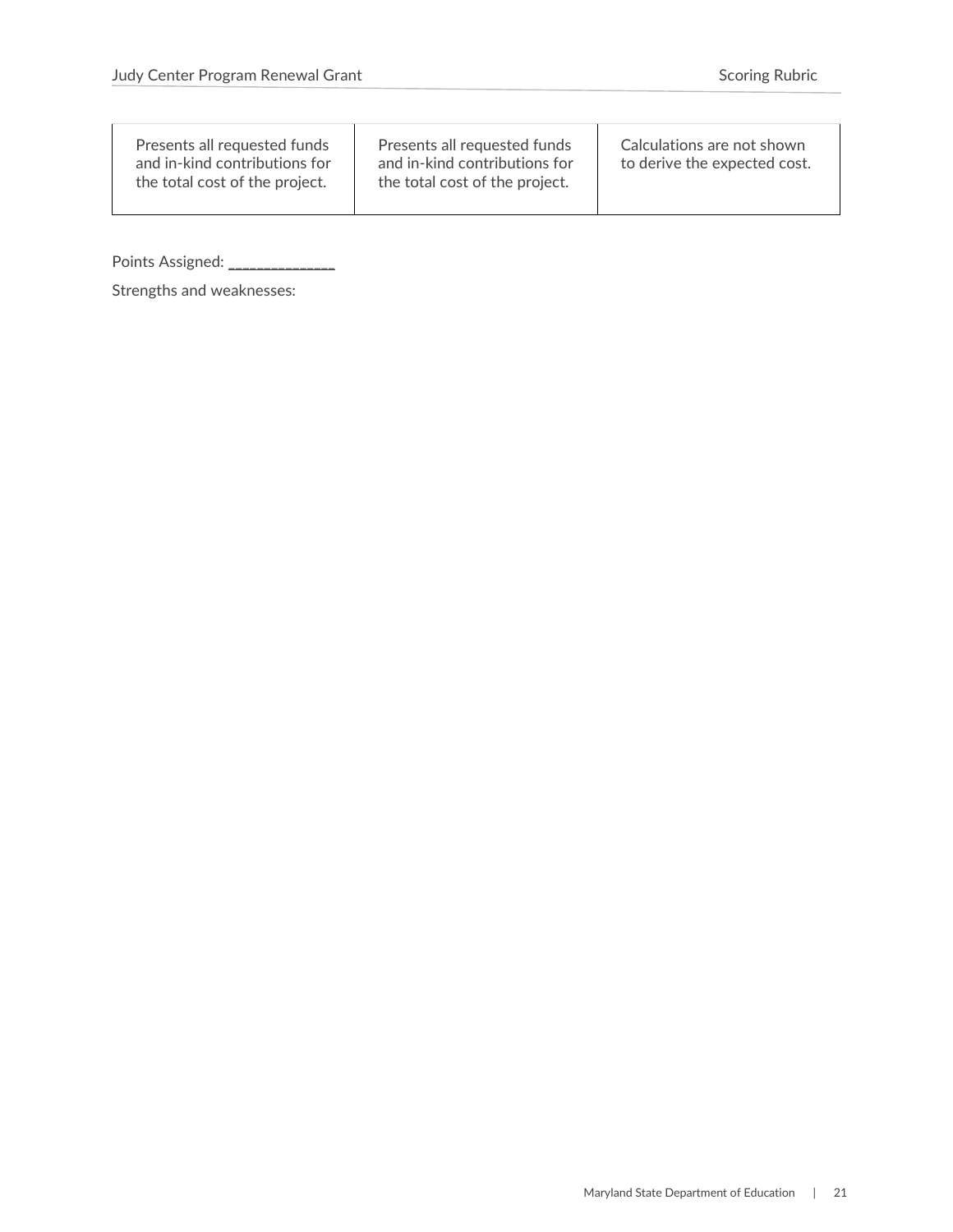| | | |
|---|---|---|
| Presents all requested funds and in-kind contributions for the total cost of the project. | Presents all requested funds and in-kind contributions for the total cost of the project. | Calculations are not shown to derive the expected cost. |

Points Assigned: _____________

Strengths and weaknesses: